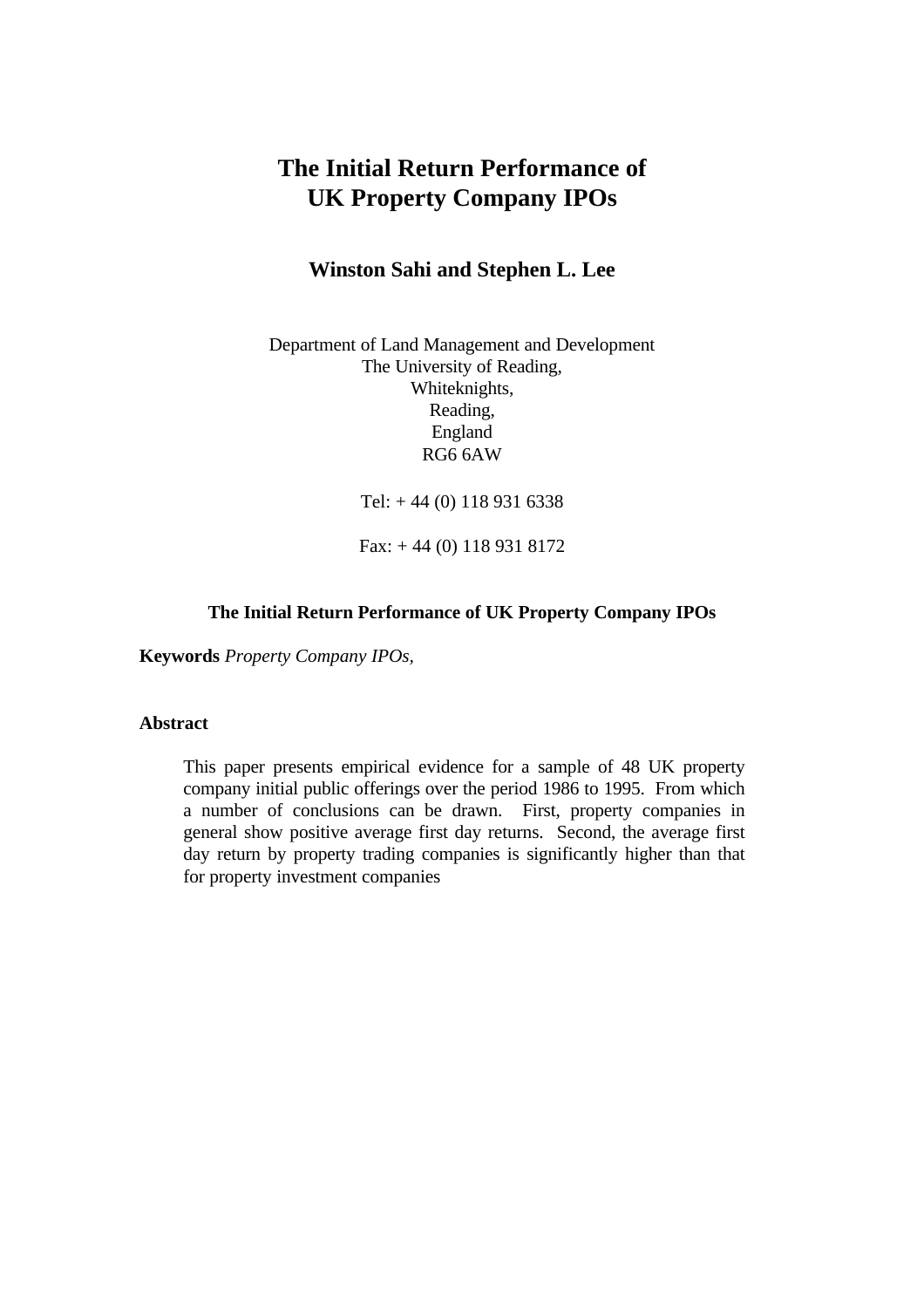# The Initial Return Performance of UK Property Company IPOs

**Winston Sahi and Stephen L. Lee**

Department of Land Management and Development
The University of Reading,
Whiteknights,
Reading,
England
RG6 6AW

Tel: + 44 (0) 118 931 6338

Fax: + 44 (0) 118 931 8172

**The Initial Return Performance of UK Property Company IPOs**

**Keywords** *Property Company IPOs,*

**Abstract**

This paper presents empirical evidence for a sample of 48 UK property company initial public offerings over the period 1986 to 1995. From which a number of conclusions can be drawn. First, property companies in general show positive average first day returns. Second, the average first day return by property trading companies is significantly higher than that for property investment companies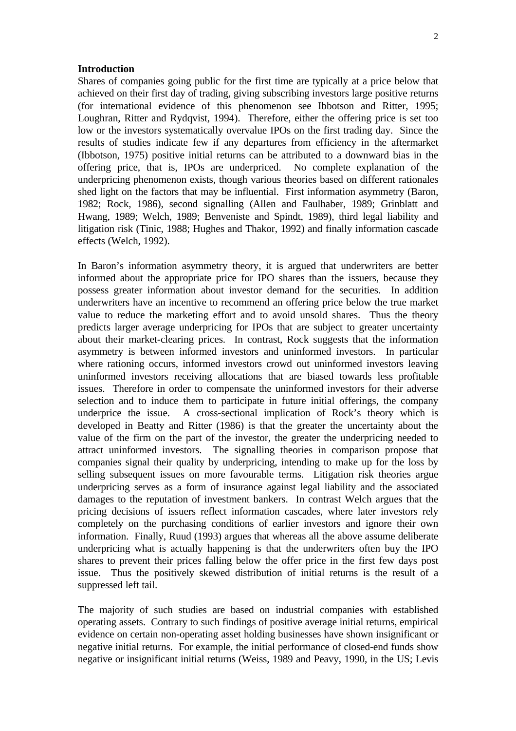## Introduction

Shares of companies going public for the first time are typically at a price below that achieved on their first day of trading, giving subscribing investors large positive returns (for international evidence of this phenomenon see Ibbotson and Ritter, 1995; Loughran, Ritter and Rydqvist, 1994). Therefore, either the offering price is set too low or the investors systematically overvalue IPOs on the first trading day. Since the results of studies indicate few if any departures from efficiency in the aftermarket (Ibbotson, 1975) positive initial returns can be attributed to a downward bias in the offering price, that is, IPOs are underpriced. No complete explanation of the underpricing phenomenon exists, though various theories based on different rationales shed light on the factors that may be influential. First information asymmetry (Baron, 1982; Rock, 1986), second signalling (Allen and Faulhaber, 1989; Grinblatt and Hwang, 1989; Welch, 1989; Benveniste and Spindt, 1989), third legal liability and litigation risk (Tinic, 1988; Hughes and Thakor, 1992) and finally information cascade effects (Welch, 1992).

In Baron's information asymmetry theory, it is argued that underwriters are better informed about the appropriate price for IPO shares than the issuers, because they possess greater information about investor demand for the securities. In addition underwriters have an incentive to recommend an offering price below the true market value to reduce the marketing effort and to avoid unsold shares. Thus the theory predicts larger average underpricing for IPOs that are subject to greater uncertainty about their market-clearing prices. In contrast, Rock suggests that the information asymmetry is between informed investors and uninformed investors. In particular where rationing occurs, informed investors crowd out uninformed investors leaving uninformed investors receiving allocations that are biased towards less profitable issues. Therefore in order to compensate the uninformed investors for their adverse selection and to induce them to participate in future initial offerings, the company underprice the issue. A cross-sectional implication of Rock's theory which is developed in Beatty and Ritter (1986) is that the greater the uncertainty about the value of the firm on the part of the investor, the greater the underpricing needed to attract uninformed investors. The signalling theories in comparison propose that companies signal their quality by underpricing, intending to make up for the loss by selling subsequent issues on more favourable terms. Litigation risk theories argue underpricing serves as a form of insurance against legal liability and the associated damages to the reputation of investment bankers. In contrast Welch argues that the pricing decisions of issuers reflect information cascades, where later investors rely completely on the purchasing conditions of earlier investors and ignore their own information. Finally, Ruud (1993) argues that whereas all the above assume deliberate underpricing what is actually happening is that the underwriters often buy the IPO shares to prevent their prices falling below the offer price in the first few days post issue. Thus the positively skewed distribution of initial returns is the result of a suppressed left tail.

The majority of such studies are based on industrial companies with established operating assets. Contrary to such findings of positive average initial returns, empirical evidence on certain non-operating asset holding businesses have shown insignificant or negative initial returns. For example, the initial performance of closed-end funds show negative or insignificant initial returns (Weiss, 1989 and Peavy, 1990, in the US; Levis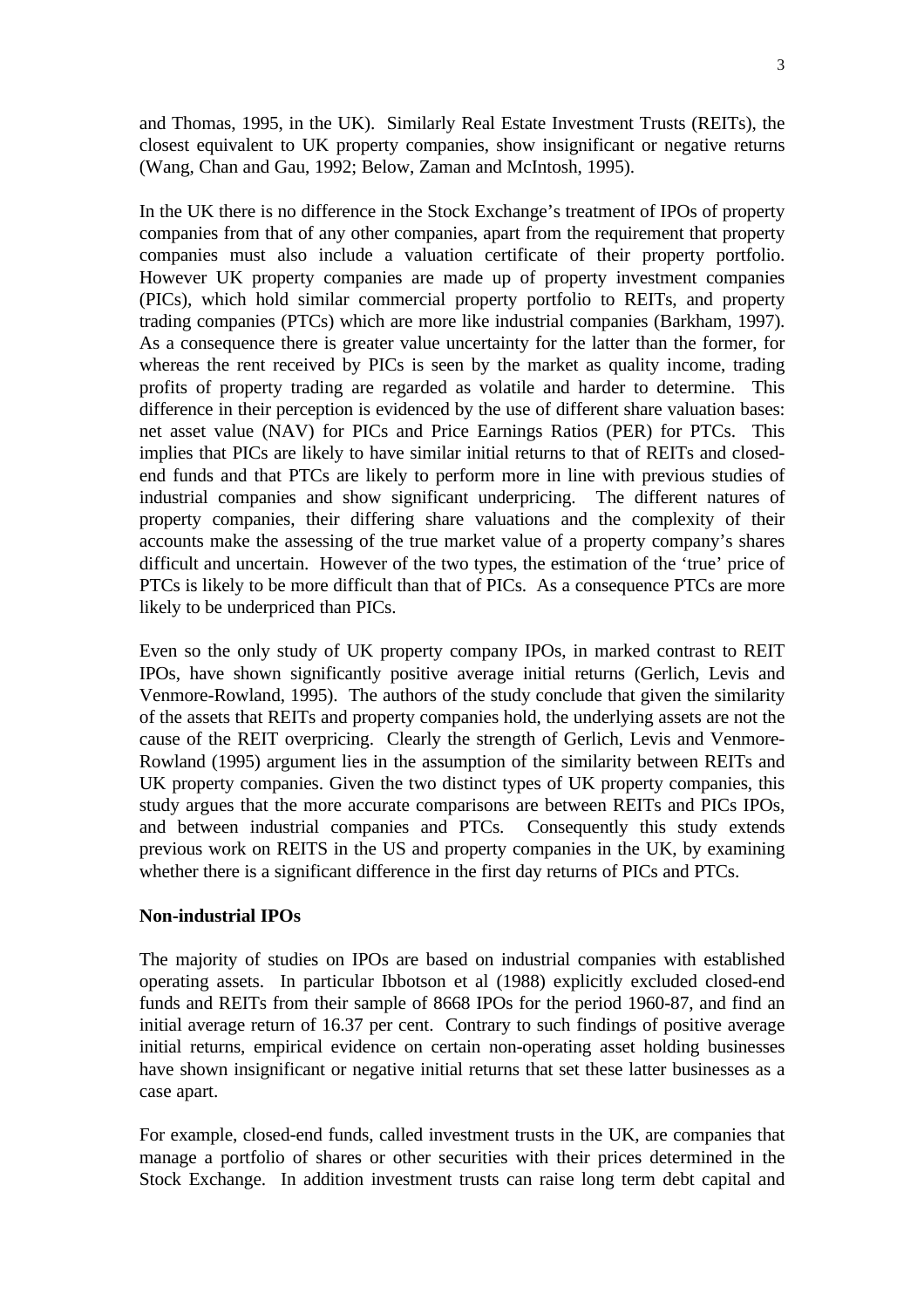and Thomas, 1995, in the UK). Similarly Real Estate Investment Trusts (REITs), the closest equivalent to UK property companies, show insignificant or negative returns (Wang, Chan and Gau, 1992; Below, Zaman and McIntosh, 1995).

In the UK there is no difference in the Stock Exchange's treatment of IPOs of property companies from that of any other companies, apart from the requirement that property companies must also include a valuation certificate of their property portfolio. However UK property companies are made up of property investment companies (PICs), which hold similar commercial property portfolio to REITs, and property trading companies (PTCs) which are more like industrial companies (Barkham, 1997). As a consequence there is greater value uncertainty for the latter than the former, for whereas the rent received by PICs is seen by the market as quality income, trading profits of property trading are regarded as volatile and harder to determine. This difference in their perception is evidenced by the use of different share valuation bases: net asset value (NAV) for PICs and Price Earnings Ratios (PER) for PTCs. This implies that PICs are likely to have similar initial returns to that of REITs and closed-end funds and that PTCs are likely to perform more in line with previous studies of industrial companies and show significant underpricing. The different natures of property companies, their differing share valuations and the complexity of their accounts make the assessing of the true market value of a property company's shares difficult and uncertain. However of the two types, the estimation of the 'true' price of PTCs is likely to be more difficult than that of PICs. As a consequence PTCs are more likely to be underpriced than PICs.

Even so the only study of UK property company IPOs, in marked contrast to REIT IPOs, have shown significantly positive average initial returns (Gerlich, Levis and Venmore-Rowland, 1995). The authors of the study conclude that given the similarity of the assets that REITs and property companies hold, the underlying assets are not the cause of the REIT overpricing. Clearly the strength of Gerlich, Levis and Venmore-Rowland (1995) argument lies in the assumption of the similarity between REITs and UK property companies. Given the two distinct types of UK property companies, this study argues that the more accurate comparisons are between REITs and PICs IPOs, and between industrial companies and PTCs. Consequently this study extends previous work on REITS in the US and property companies in the UK, by examining whether there is a significant difference in the first day returns of PICs and PTCs.

**Non-industrial IPOs**

The majority of studies on IPOs are based on industrial companies with established operating assets. In particular Ibbotson et al (1988) explicitly excluded closed-end funds and REITs from their sample of 8668 IPOs for the period 1960-87, and find an initial average return of 16.37 per cent. Contrary to such findings of positive average initial returns, empirical evidence on certain non-operating asset holding businesses have shown insignificant or negative initial returns that set these latter businesses as a case apart.

For example, closed-end funds, called investment trusts in the UK, are companies that manage a portfolio of shares or other securities with their prices determined in the Stock Exchange. In addition investment trusts can raise long term debt capital and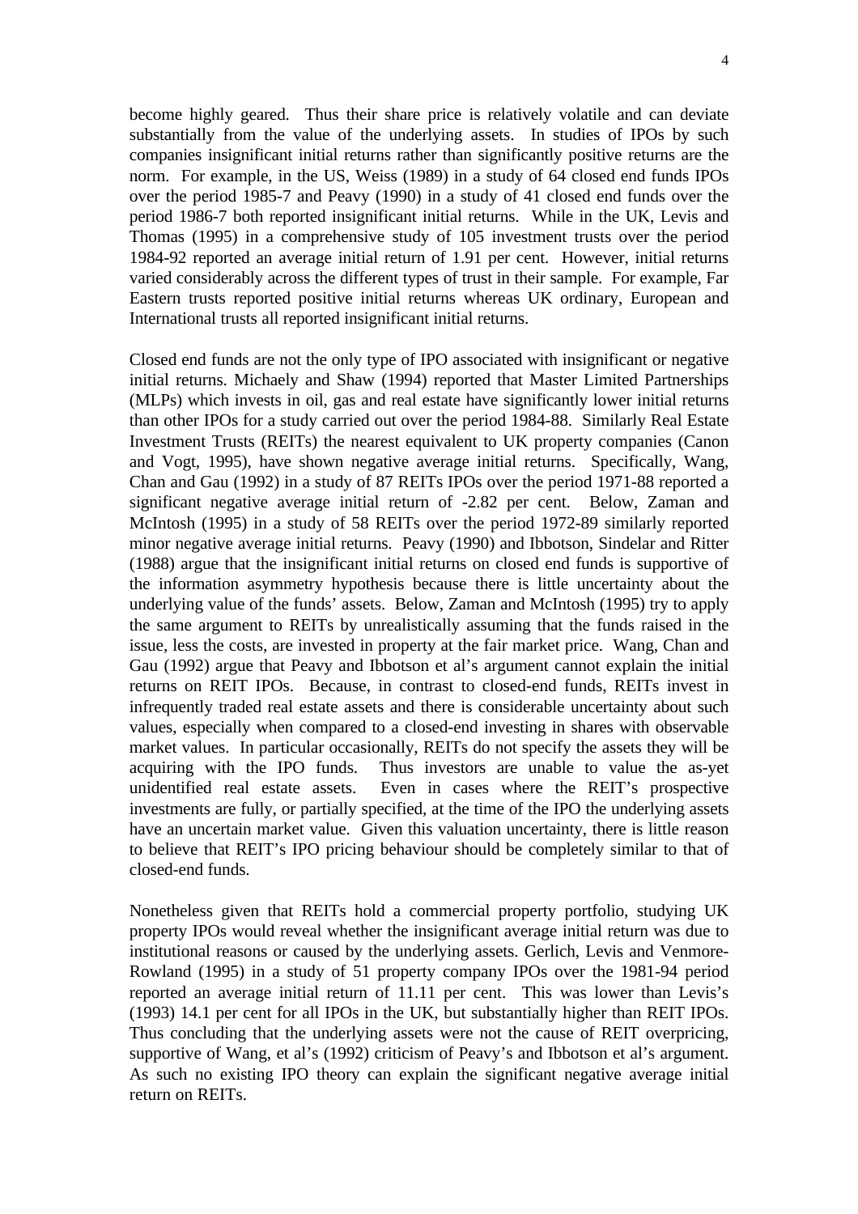become highly geared. Thus their share price is relatively volatile and can deviate substantially from the value of the underlying assets. In studies of IPOs by such companies insignificant initial returns rather than significantly positive returns are the norm. For example, in the US, Weiss (1989) in a study of 64 closed end funds IPOs over the period 1985-7 and Peavy (1990) in a study of 41 closed end funds over the period 1986-7 both reported insignificant initial returns. While in the UK, Levis and Thomas (1995) in a comprehensive study of 105 investment trusts over the period 1984-92 reported an average initial return of 1.91 per cent. However, initial returns varied considerably across the different types of trust in their sample. For example, Far Eastern trusts reported positive initial returns whereas UK ordinary, European and International trusts all reported insignificant initial returns.

Closed end funds are not the only type of IPO associated with insignificant or negative initial returns. Michaely and Shaw (1994) reported that Master Limited Partnerships (MLPs) which invests in oil, gas and real estate have significantly lower initial returns than other IPOs for a study carried out over the period 1984-88. Similarly Real Estate Investment Trusts (REITs) the nearest equivalent to UK property companies (Canon and Vogt, 1995), have shown negative average initial returns. Specifically, Wang, Chan and Gau (1992) in a study of 87 REITs IPOs over the period 1971-88 reported a significant negative average initial return of -2.82 per cent. Below, Zaman and McIntosh (1995) in a study of 58 REITs over the period 1972-89 similarly reported minor negative average initial returns. Peavy (1990) and Ibbotson, Sindelar and Ritter (1988) argue that the insignificant initial returns on closed end funds is supportive of the information asymmetry hypothesis because there is little uncertainty about the underlying value of the funds' assets. Below, Zaman and McIntosh (1995) try to apply the same argument to REITs by unrealistically assuming that the funds raised in the issue, less the costs, are invested in property at the fair market price. Wang, Chan and Gau (1992) argue that Peavy and Ibbotson et al's argument cannot explain the initial returns on REIT IPOs. Because, in contrast to closed-end funds, REITs invest in infrequently traded real estate assets and there is considerable uncertainty about such values, especially when compared to a closed-end investing in shares with observable market values. In particular occasionally, REITs do not specify the assets they will be acquiring with the IPO funds. Thus investors are unable to value the as-yet unidentified real estate assets. Even in cases where the REIT's prospective investments are fully, or partially specified, at the time of the IPO the underlying assets have an uncertain market value. Given this valuation uncertainty, there is little reason to believe that REIT's IPO pricing behaviour should be completely similar to that of closed-end funds.

Nonetheless given that REITs hold a commercial property portfolio, studying UK property IPOs would reveal whether the insignificant average initial return was due to institutional reasons or caused by the underlying assets. Gerlich, Levis and Venmore-Rowland (1995) in a study of 51 property company IPOs over the 1981-94 period reported an average initial return of 11.11 per cent. This was lower than Levis's (1993) 14.1 per cent for all IPOs in the UK, but substantially higher than REIT IPOs. Thus concluding that the underlying assets were not the cause of REIT overpricing, supportive of Wang, et al's (1992) criticism of Peavy's and Ibbotson et al's argument. As such no existing IPO theory can explain the significant negative average initial return on REITs.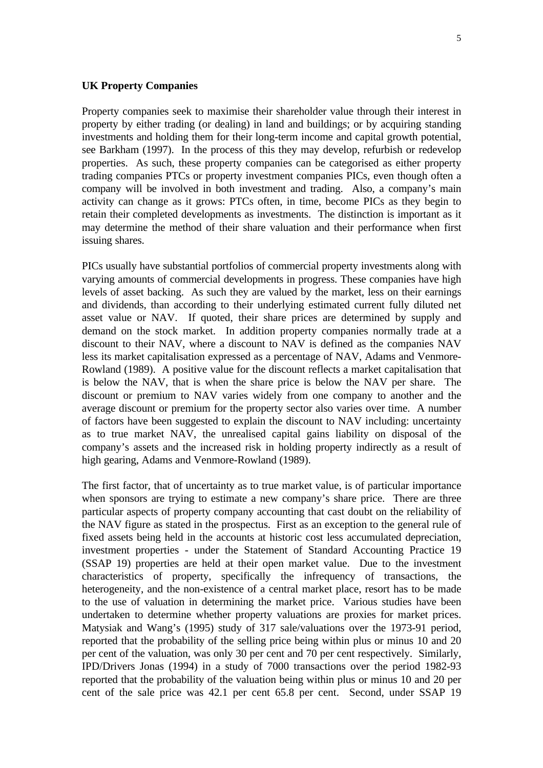**UK Property Companies**

Property companies seek to maximise their shareholder value through their interest in property by either trading (or dealing) in land and buildings; or by acquiring standing investments and holding them for their long-term income and capital growth potential, see Barkham (1997). In the process of this they may develop, refurbish or redevelop properties. As such, these property companies can be categorised as either property trading companies PTCs or property investment companies PICs, even though often a company will be involved in both investment and trading. Also, a company's main activity can change as it grows: PTCs often, in time, become PICs as they begin to retain their completed developments as investments. The distinction is important as it may determine the method of their share valuation and their performance when first issuing shares.

PICs usually have substantial portfolios of commercial property investments along with varying amounts of commercial developments in progress. These companies have high levels of asset backing. As such they are valued by the market, less on their earnings and dividends, than according to their underlying estimated current fully diluted net asset value or NAV. If quoted, their share prices are determined by supply and demand on the stock market. In addition property companies normally trade at a discount to their NAV, where a discount to NAV is defined as the companies NAV less its market capitalisation expressed as a percentage of NAV, Adams and Venmore-Rowland (1989). A positive value for the discount reflects a market capitalisation that is below the NAV, that is when the share price is below the NAV per share. The discount or premium to NAV varies widely from one company to another and the average discount or premium for the property sector also varies over time. A number of factors have been suggested to explain the discount to NAV including: uncertainty as to true market NAV, the unrealised capital gains liability on disposal of the company's assets and the increased risk in holding property indirectly as a result of high gearing, Adams and Venmore-Rowland (1989).

The first factor, that of uncertainty as to true market value, is of particular importance when sponsors are trying to estimate a new company's share price. There are three particular aspects of property company accounting that cast doubt on the reliability of the NAV figure as stated in the prospectus. First as an exception to the general rule of fixed assets being held in the accounts at historic cost less accumulated depreciation, investment properties - under the Statement of Standard Accounting Practice 19 (SSAP 19) properties are held at their open market value. Due to the investment characteristics of property, specifically the infrequency of transactions, the heterogeneity, and the non-existence of a central market place, resort has to be made to the use of valuation in determining the market price. Various studies have been undertaken to determine whether property valuations are proxies for market prices. Matysiak and Wang's (1995) study of 317 sale/valuations over the 1973-91 period, reported that the probability of the selling price being within plus or minus 10 and 20 per cent of the valuation, was only 30 per cent and 70 per cent respectively. Similarly, IPD/Drivers Jonas (1994) in a study of 7000 transactions over the period 1982-93 reported that the probability of the valuation being within plus or minus 10 and 20 per cent of the sale price was 42.1 per cent 65.8 per cent. Second, under SSAP 19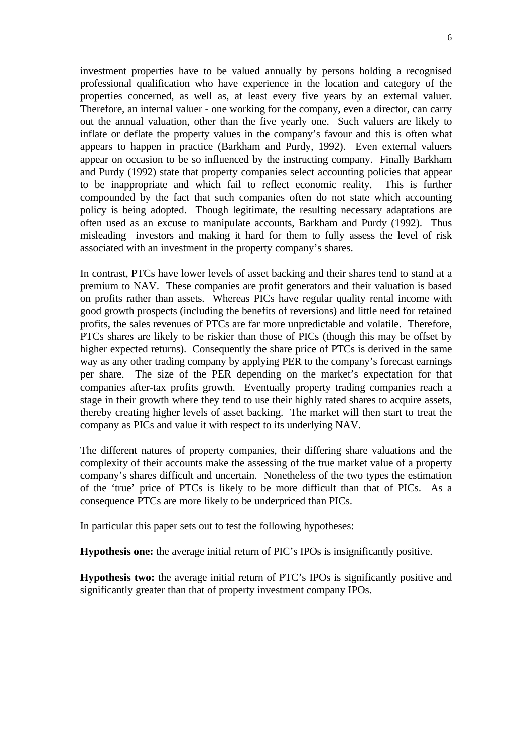investment properties have to be valued annually by persons holding a recognised professional qualification who have experience in the location and category of the properties concerned, as well as, at least every five years by an external valuer. Therefore, an internal valuer - one working for the company, even a director, can carry out the annual valuation, other than the five yearly one. Such valuers are likely to inflate or deflate the property values in the company's favour and this is often what appears to happen in practice (Barkham and Purdy, 1992). Even external valuers appear on occasion to be so influenced by the instructing company. Finally Barkham and Purdy (1992) state that property companies select accounting policies that appear to be inappropriate and which fail to reflect economic reality. This is further compounded by the fact that such companies often do not state which accounting policy is being adopted. Though legitimate, the resulting necessary adaptations are often used as an excuse to manipulate accounts, Barkham and Purdy (1992). Thus misleading investors and making it hard for them to fully assess the level of risk associated with an investment in the property company's shares.

In contrast, PTCs have lower levels of asset backing and their shares tend to stand at a premium to NAV. These companies are profit generators and their valuation is based on profits rather than assets. Whereas PICs have regular quality rental income with good growth prospects (including the benefits of reversions) and little need for retained profits, the sales revenues of PTCs are far more unpredictable and volatile. Therefore, PTCs shares are likely to be riskier than those of PICs (though this may be offset by higher expected returns). Consequently the share price of PTCs is derived in the same way as any other trading company by applying PER to the company's forecast earnings per share. The size of the PER depending on the market's expectation for that companies after-tax profits growth. Eventually property trading companies reach a stage in their growth where they tend to use their highly rated shares to acquire assets, thereby creating higher levels of asset backing. The market will then start to treat the company as PICs and value it with respect to its underlying NAV.

The different natures of property companies, their differing share valuations and the complexity of their accounts make the assessing of the true market value of a property company's shares difficult and uncertain. Nonetheless of the two types the estimation of the 'true' price of PTCs is likely to be more difficult than that of PICs. As a consequence PTCs are more likely to be underpriced than PICs.

In particular this paper sets out to test the following hypotheses:

**Hypothesis one:** the average initial return of PIC's IPOs is insignificantly positive.

**Hypothesis two:** the average initial return of PTC's IPOs is significantly positive and significantly greater than that of property investment company IPOs.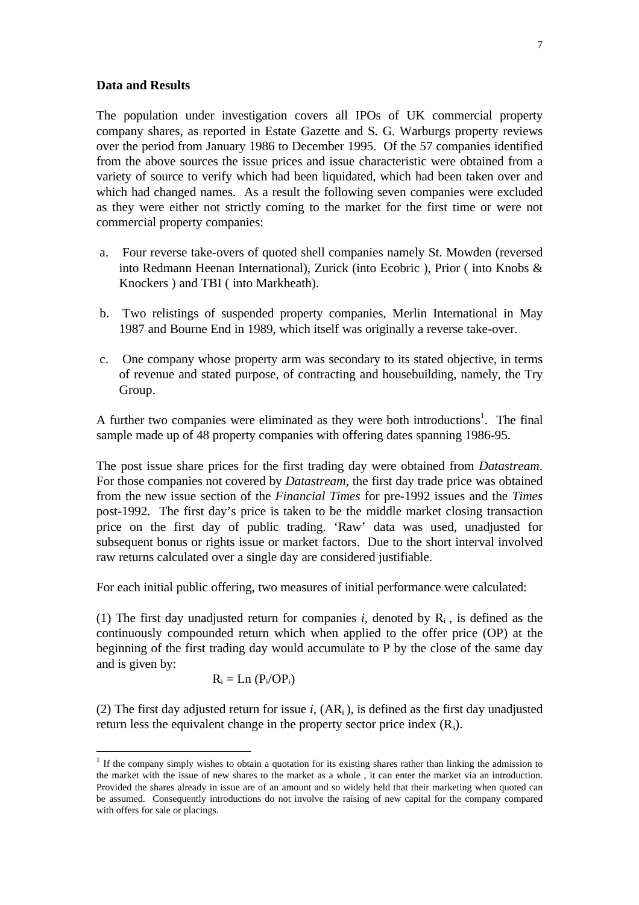**Data and Results**

The population under investigation covers all IPOs of UK commercial property company shares, as reported in Estate Gazette and S. G. Warburgs property reviews over the period from January 1986 to December 1995. Of the 57 companies identified from the above sources the issue prices and issue characteristic were obtained from a variety of source to verify which had been liquidated, which had been taken over and which had changed names. As a result the following seven companies were excluded as they were either not strictly coming to the market for the first time or were not commercial property companies:

a. Four reverse take-overs of quoted shell companies namely St. Mowden (reversed into Redmann Heenan International), Zurick (into Ecobric ), Prior ( into Knobs & Knockers ) and TBI ( into Markheath).

b. Two relistings of suspended property companies, Merlin International in May 1987 and Bourne End in 1989, which itself was originally a reverse take-over.

c. One company whose property arm was secondary to its stated objective, in terms of revenue and stated purpose, of contracting and housebuilding, namely, the Try Group.

A further two companies were eliminated as they were both introductions[1]. The final sample made up of 48 property companies with offering dates spanning 1986-95.

The post issue share prices for the first trading day were obtained from *Datastream*. For those companies not covered by *Datastream*, the first day trade price was obtained from the new issue section of the *Financial Times* for pre-1992 issues and the *Times* post-1992. The first day's price is taken to be the middle market closing transaction price on the first day of public trading. 'Raw' data was used, unadjusted for subsequent bonus or rights issue or market factors. Due to the short interval involved raw returns calculated over a single day are considered justifiable.

For each initial public offering, two measures of initial performance were calculated:

(1) The first day unadjusted return for companies *i*, denoted by $R_i$ , is defined as the continuously compounded return which when applied to the offer price (OP) at the beginning of the first trading day would accumulate to P by the close of the same day and is given by:

$$R_i = \text{Ln}\,(P_i/OP_i)$$

(2) The first day adjusted return for issue *i*, ($AR_i$ ), is defined as the first day unadjusted return less the equivalent change in the property sector price index ($R_s$).

[1] If the company simply wishes to obtain a quotation for its existing shares rather than linking the admission to the market with the issue of new shares to the market as a whole , it can enter the market via an introduction. Provided the shares already in issue are of an amount and so widely held that their marketing when quoted can be assumed. Consequently introductions do not involve the raising of new capital for the company compared with offers for sale or placings.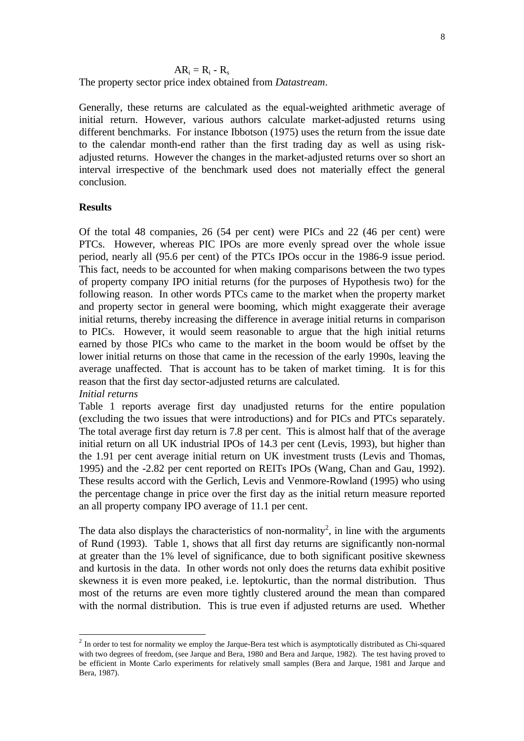$$AR_i = R_i - R_s$$

The property sector price index obtained from *Datastream*.

Generally, these returns are calculated as the equal-weighted arithmetic average of initial return. However, various authors calculate market-adjusted returns using different benchmarks. For instance Ibbotson (1975) uses the return from the issue date to the calendar month-end rather than the first trading day as well as using risk-adjusted returns. However the changes in the market-adjusted returns over so short an interval irrespective of the benchmark used does not materially effect the general conclusion.

**Results**

Of the total 48 companies, 26 (54 per cent) were PICs and 22 (46 per cent) were PTCs. However, whereas PIC IPOs are more evenly spread over the whole issue period, nearly all (95.6 per cent) of the PTCs IPOs occur in the 1986-9 issue period. This fact, needs to be accounted for when making comparisons between the two types of property company IPO initial returns (for the purposes of Hypothesis two) for the following reason. In other words PTCs came to the market when the property market and property sector in general were booming, which might exaggerate their average initial returns, thereby increasing the difference in average initial returns in comparison to PICs. However, it would seem reasonable to argue that the high initial returns earned by those PICs who came to the market in the boom would be offset by the lower initial returns on those that came in the recession of the early 1990s, leaving the average unaffected. That is account has to be taken of market timing. It is for this reason that the first day sector-adjusted returns are calculated.

*Initial returns*

Table 1 reports average first day unadjusted returns for the entire population (excluding the two issues that were introductions) and for PICs and PTCs separately. The total average first day return is 7.8 per cent. This is almost half that of the average initial return on all UK industrial IPOs of 14.3 per cent (Levis, 1993), but higher than the 1.91 per cent average initial return on UK investment trusts (Levis and Thomas, 1995) and the -2.82 per cent reported on REITs IPOs (Wang, Chan and Gau, 1992). These results accord with the Gerlich, Levis and Venmore-Rowland (1995) who using the percentage change in price over the first day as the initial return measure reported an all property company IPO average of 11.1 per cent.

The data also displays the characteristics of non-normality[2], in line with the arguments of Rund (1993). Table 1, shows that all first day returns are significantly non-normal at greater than the 1% level of significance, due to both significant positive skewness and kurtosis in the data. In other words not only does the returns data exhibit positive skewness it is even more peaked, i.e. leptokurtic, than the normal distribution. Thus most of the returns are even more tightly clustered around the mean than compared with the normal distribution. This is true even if adjusted returns are used. Whether

---

[2] In order to test for normality we employ the Jarque-Bera test which is asymptotically distributed as Chi-squared with two degrees of freedom, (see Jarque and Bera, 1980 and Bera and Jarque, 1982). The test having proved to be efficient in Monte Carlo experiments for relatively small samples (Bera and Jarque, 1981 and Jarque and Bera, 1987).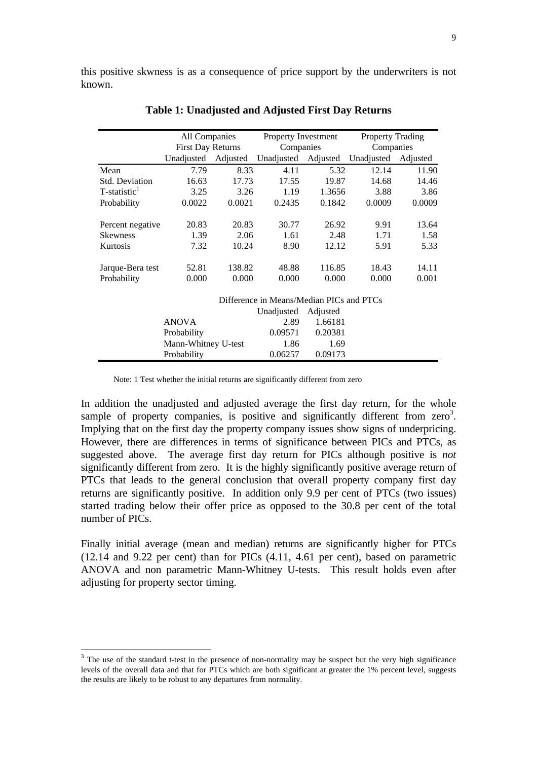this positive skwness is as a consequence of price support by the underwriters is not known.

**Table 1: Unadjusted and Adjusted First Day Returns**

| | All Companies First Day Returns | | Property Investment Companies | | Property Trading Companies | |
|---|---|---|---|---|---|---|
| | Unadjusted | Adjusted | Unadjusted | Adjusted | Unadjusted | Adjusted |
| Mean | 7.79 | 8.33 | 4.11 | 5.32 | 12.14 | 11.90 |
| Std. Deviation | 16.63 | 17.73 | 17.55 | 19.87 | 14.68 | 14.46 |
| T-statistic[1] | 3.25 | 3.26 | 1.19 | 1.3656 | 3.88 | 3.86 |
| Probability | 0.0022 | 0.0021 | 0.2435 | 0.1842 | 0.0009 | 0.0009 |
| | | | | | | |
| Percent negative | 20.83 | 20.83 | 30.77 | 26.92 | 9.91 | 13.64 |
| Skewness | 1.39 | 2.06 | 1.61 | 2.48 | 1.71 | 1.58 |
| Kurtosis | 7.32 | 10.24 | 8.90 | 12.12 | 5.91 | 5.33 |
| | | | | | | |
| Jarque-Bera test | 52.81 | 138.82 | 48.88 | 116.85 | 18.43 | 14.11 |
| Probability | 0.000 | 0.000 | 0.000 | 0.000 | 0.000 | 0.001 |
| | | | | | | |
| | | | Difference in Means/Median PICs and PTCs | | | |
| | | | Unadjusted | Adjusted | | |
| | ANOVA | | 2.89 | 1.66181 | | |
| | Probability | | 0.09571 | 0.20381 | | |
| | Mann-Whitney U-test | | 1.86 | 1.69 | | |
| | Probability | | 0.06257 | 0.09173 | | |

Note: 1 Test whether the initial returns are significantly different from zero

In addition the unadjusted and adjusted average the first day return, for the whole sample of property companies, is positive and significantly different from zero[3]. Implying that on the first day the property company issues show signs of underpricing. However, there are differences in terms of significance between PICs and PTCs, as suggested above. The average first day return for PICs although positive is *not* significantly different from zero. It is the highly significantly positive average return of PTCs that leads to the general conclusion that overall property company first day returns are significantly positive. In addition only 9.9 per cent of PTCs (two issues) started trading below their offer price as opposed to the 30.8 per cent of the total number of PICs.

Finally initial average (mean and median) returns are significantly higher for PTCs (12.14 and 9.22 per cent) than for PICs (4.11, 4.61 per cent), based on parametric ANOVA and non parametric Mann-Whitney U-tests. This result holds even after adjusting for property sector timing.

[3] The use of the standard t-test in the presence of non-normality may be suspect but the very high significance levels of the overall data and that for PTCs which are both significant at greater the 1% percent level, suggests the results are likely to be robust to any departures from normality.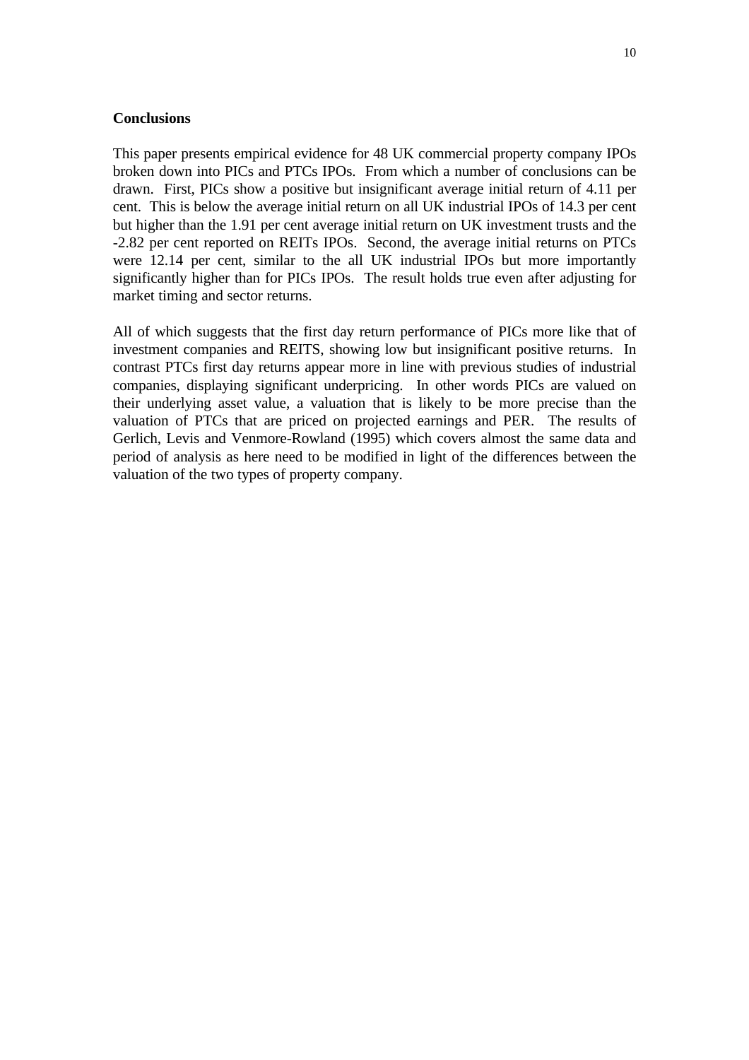## Conclusions

This paper presents empirical evidence for 48 UK commercial property company IPOs broken down into PICs and PTCs IPOs. From which a number of conclusions can be drawn. First, PICs show a positive but insignificant average initial return of 4.11 per cent. This is below the average initial return on all UK industrial IPOs of 14.3 per cent but higher than the 1.91 per cent average initial return on UK investment trusts and the -2.82 per cent reported on REITs IPOs. Second, the average initial returns on PTCs were 12.14 per cent, similar to the all UK industrial IPOs but more importantly significantly higher than for PICs IPOs. The result holds true even after adjusting for market timing and sector returns.

All of which suggests that the first day return performance of PICs more like that of investment companies and REITS, showing low but insignificant positive returns. In contrast PTCs first day returns appear more in line with previous studies of industrial companies, displaying significant underpricing. In other words PICs are valued on their underlying asset value, a valuation that is likely to be more precise than the valuation of PTCs that are priced on projected earnings and PER. The results of Gerlich, Levis and Venmore-Rowland (1995) which covers almost the same data and period of analysis as here need to be modified in light of the differences between the valuation of the two types of property company.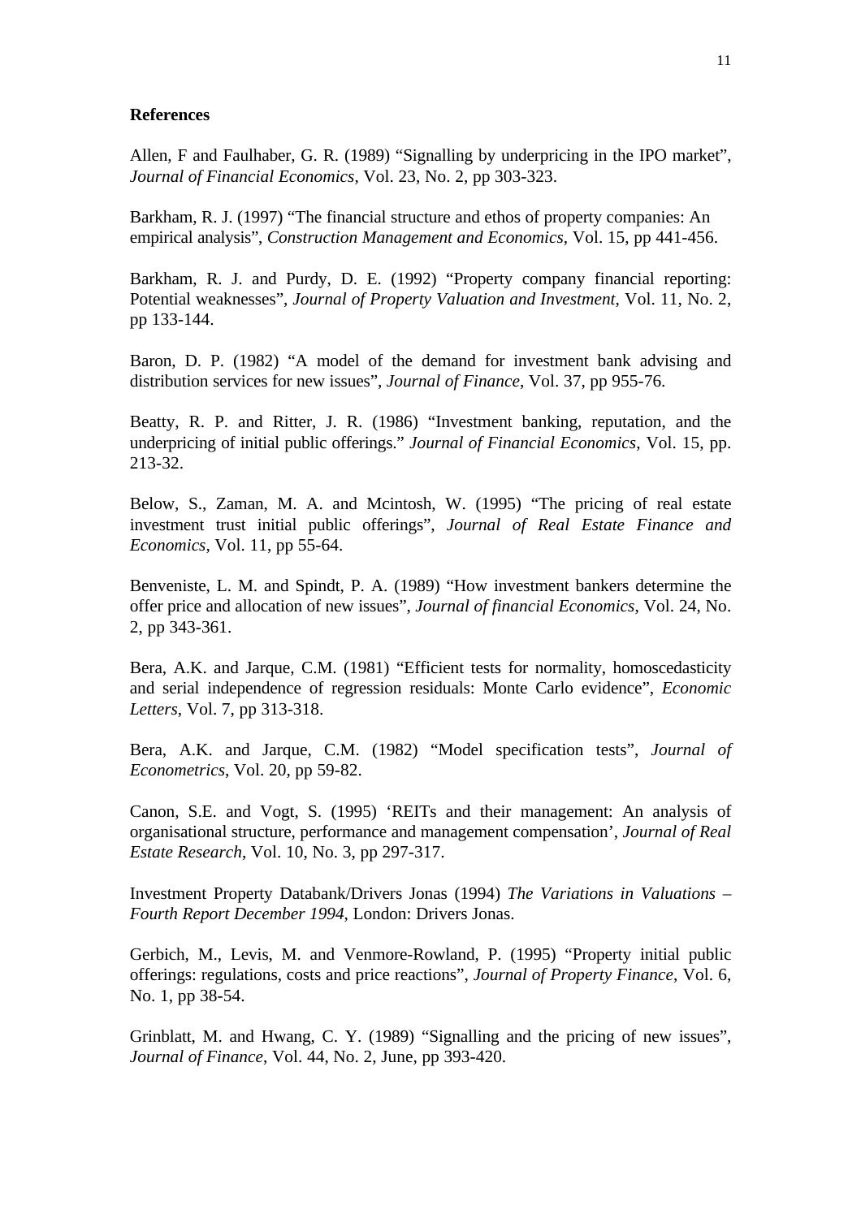**References**

Allen, F and Faulhaber, G. R. (1989) "Signalling by underpricing in the IPO market", *Journal of Financial Economics*, Vol. 23, No. 2, pp 303-323.

Barkham, R. J. (1997) "The financial structure and ethos of property companies: An empirical analysis", *Construction Management and Economics*, Vol. 15, pp 441-456.

Barkham, R. J. and Purdy, D. E. (1992) "Property company financial reporting: Potential weaknesses", *Journal of Property Valuation and Investment*, Vol. 11, No. 2, pp 133-144.

Baron, D. P. (1982) "A model of the demand for investment bank advising and distribution services for new issues", *Journal of Finance*, Vol. 37, pp 955-76.

Beatty, R. P. and Ritter, J. R. (1986) "Investment banking, reputation, and the underpricing of initial public offerings." *Journal of Financial Economics*, Vol. 15, pp. 213-32.

Below, S., Zaman, M. A. and Mcintosh, W. (1995) "The pricing of real estate investment trust initial public offerings", *Journal of Real Estate Finance and Economics*, Vol. 11, pp 55-64.

Benveniste, L. M. and Spindt, P. A. (1989) "How investment bankers determine the offer price and allocation of new issues", *Journal of financial Economics*, Vol. 24, No. 2, pp 343-361.

Bera, A.K. and Jarque, C.M. (1981) "Efficient tests for normality, homoscedasticity and serial independence of regression residuals: Monte Carlo evidence", *Economic Letters*, Vol. 7, pp 313-318.

Bera, A.K. and Jarque, C.M. (1982) "Model specification tests", *Journal of Econometrics*, Vol. 20, pp 59-82.

Canon, S.E. and Vogt, S. (1995) 'REITs and their management: An analysis of organisational structure, performance and management compensation', *Journal of Real Estate Research*, Vol. 10, No. 3, pp 297-317.

Investment Property Databank/Drivers Jonas (1994) *The Variations in Valuations – Fourth Report December 1994*, London: Drivers Jonas.

Gerbich, M., Levis, M. and Venmore-Rowland, P. (1995) "Property initial public offerings: regulations, costs and price reactions", *Journal of Property Finance*, Vol. 6, No. 1, pp 38-54.

Grinblatt, M. and Hwang, C. Y. (1989) "Signalling and the pricing of new issues", *Journal of Finance*, Vol. 44, No. 2, June, pp 393-420.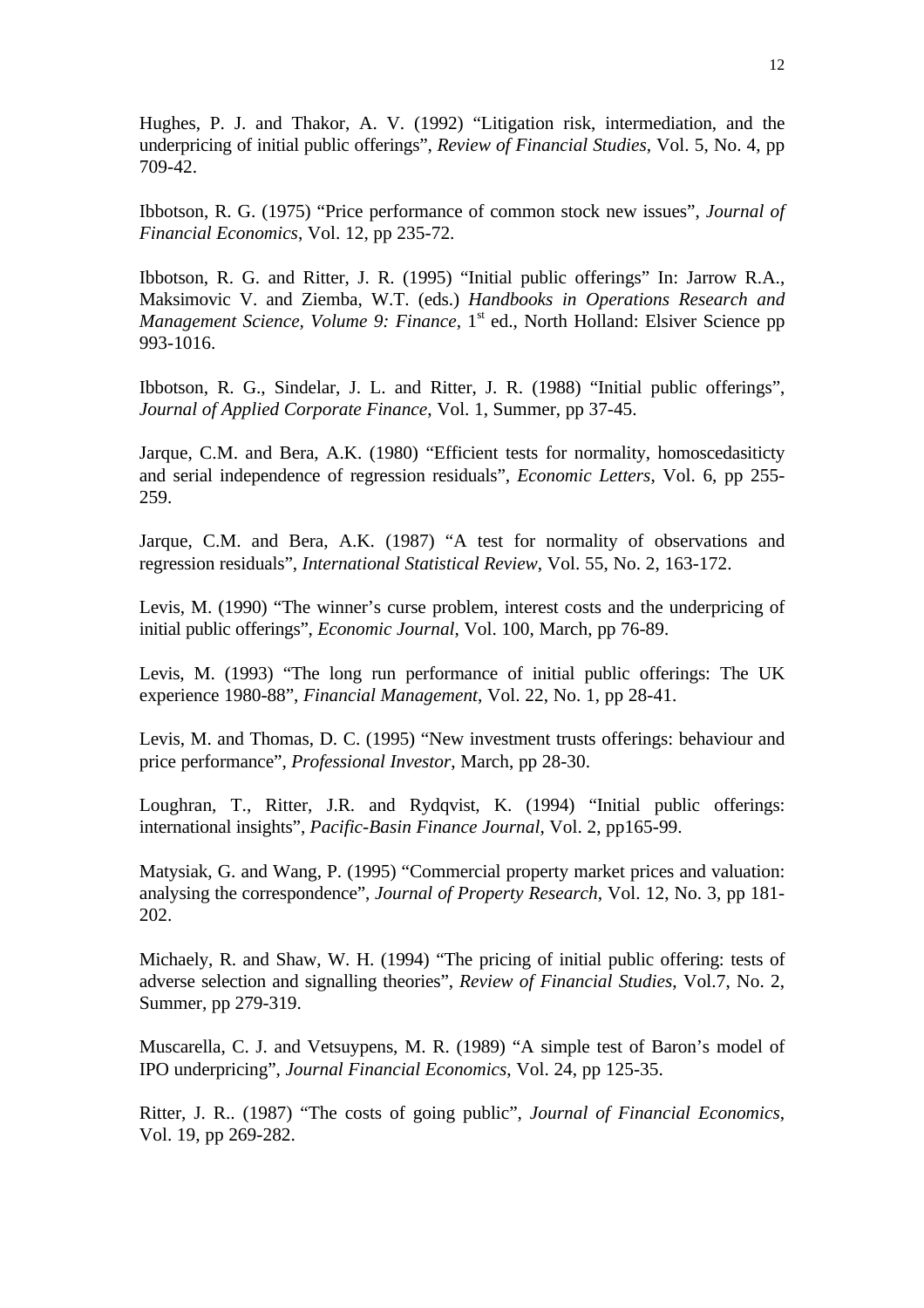Hughes, P. J. and Thakor, A. V. (1992) "Litigation risk, intermediation, and the underpricing of initial public offerings", *Review of Financial Studies*, Vol. 5, No. 4, pp 709-42.

Ibbotson, R. G. (1975) "Price performance of common stock new issues", *Journal of Financial Economics*, Vol. 12, pp 235-72.

Ibbotson, R. G. and Ritter, J. R. (1995) "Initial public offerings" In: Jarrow R.A., Maksimovic V. and Ziemba, W.T. (eds.) *Handbooks in Operations Research and Management Science, Volume 9: Finance*, 1st ed., North Holland: Elsiver Science pp 993-1016.

Ibbotson, R. G., Sindelar, J. L. and Ritter, J. R. (1988) "Initial public offerings", *Journal of Applied Corporate Finance*, Vol. 1, Summer, pp 37-45.

Jarque, C.M. and Bera, A.K. (1980) "Efficient tests for normality, homoscedasiticty and serial independence of regression residuals", *Economic Letters*, Vol. 6, pp 255-259.

Jarque, C.M. and Bera, A.K. (1987) "A test for normality of observations and regression residuals", *International Statistical Review*, Vol. 55, No. 2, 163-172.

Levis, M. (1990) "The winner's curse problem, interest costs and the underpricing of initial public offerings", *Economic Journal*, Vol. 100, March, pp 76-89.

Levis, M. (1993) "The long run performance of initial public offerings: The UK experience 1980-88", *Financial Management*, Vol. 22, No. 1, pp 28-41.

Levis, M. and Thomas, D. C. (1995) "New investment trusts offerings: behaviour and price performance", *Professional Investor*, March, pp 28-30.

Loughran, T., Ritter, J.R. and Rydqvist, K. (1994) "Initial public offerings: international insights", *Pacific-Basin Finance Journal*, Vol. 2, pp165-99.

Matysiak, G. and Wang, P. (1995) "Commercial property market prices and valuation: analysing the correspondence", *Journal of Property Research*, Vol. 12, No. 3, pp 181-202.

Michaely, R. and Shaw, W. H. (1994) "The pricing of initial public offering: tests of adverse selection and signalling theories", *Review of Financial Studies*, Vol.7, No. 2, Summer, pp 279-319.

Muscarella, C. J. and Vetsuypens, M. R. (1989) "A simple test of Baron's model of IPO underpricing", *Journal Financial Economics*, Vol. 24, pp 125-35.

Ritter, J. R.. (1987) "The costs of going public", *Journal of Financial Economics*, Vol. 19, pp 269-282.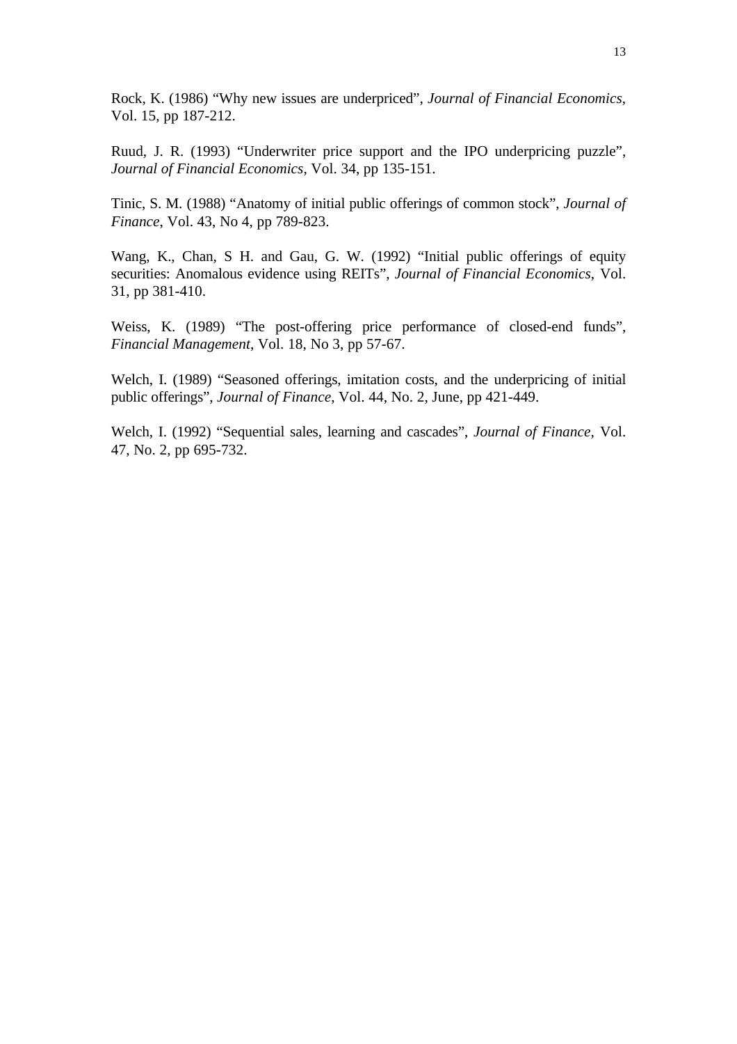Rock, K. (1986) "Why new issues are underpriced", *Journal of Financial Economics*, Vol. 15, pp 187-212.

Ruud, J. R. (1993) "Underwriter price support and the IPO underpricing puzzle", *Journal of Financial Economics*, Vol. 34, pp 135-151.

Tinic, S. M. (1988) "Anatomy of initial public offerings of common stock", *Journal of Finance*, Vol. 43, No 4, pp 789-823.

Wang, K., Chan, S H. and Gau, G. W. (1992) "Initial public offerings of equity securities: Anomalous evidence using REITs", *Journal of Financial Economics*, Vol. 31, pp 381-410.

Weiss, K. (1989) "The post-offering price performance of closed-end funds", *Financial Management*, Vol. 18, No 3, pp 57-67.

Welch, I. (1989) "Seasoned offerings, imitation costs, and the underpricing of initial public offerings", *Journal of Finance*, Vol. 44, No. 2, June, pp 421-449.

Welch, I. (1992) "Sequential sales, learning and cascades", *Journal of Finance*, Vol. 47, No. 2, pp 695-732.